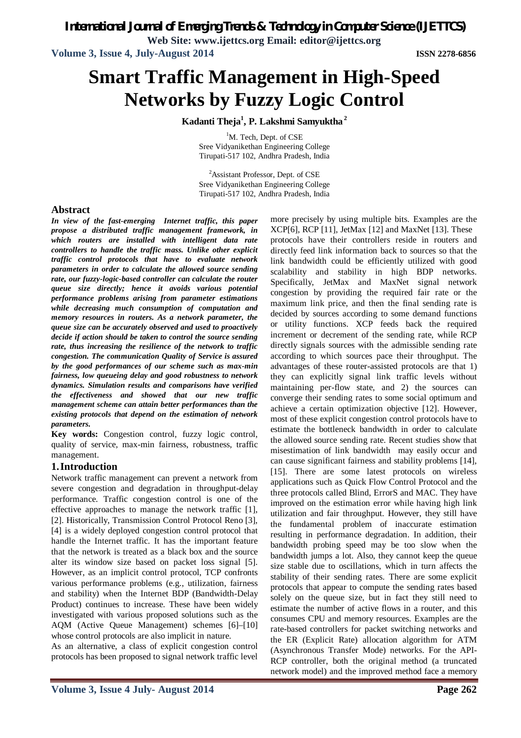# Smart Traffic Management in High-Speed Networks by Fuzzy Logic Control

**Kadanti Theja[1], P. Lakshmi Samyuktha[2]**

[1]M. Tech, Dept. of CSE
Sree Vidyanikethan Engineering College
Tirupati-517 102, Andhra Pradesh, India

[2]Assistant Professor, Dept. of CSE
Sree Vidyanikethan Engineering College
Tirupati-517 102, Andhra Pradesh, India

## Abstract

***In view of the fast-emerging Internet traffic, this paper propose a distributed traffic management framework, in which routers are installed with intelligent data rate controllers to handle the traffic mass. Unlike other explicit traffic control protocols that have to evaluate network parameters in order to calculate the allowed source sending rate, our fuzzy-logic-based controller can calculate the router queue size directly; hence it avoids various potential performance problems arising from parameter estimations while decreasing much consumption of computation and memory resources in routers. As a network parameter, the queue size can be accurately observed and used to proactively decide if action should be taken to control the source sending rate, thus increasing the resilience of the network to traffic congestion. The communication Quality of Service is assured by the good performances of our scheme such as max-min fairness, low queueing delay and good robustness to network dynamics. Simulation results and comparisons have verified the effectiveness and showed that our new traffic management scheme can attain better performances than the existing protocols that depend on the estimation of network parameters.***

**Key words:** Congestion control, fuzzy logic control, quality of service, max-min fairness, robustness, traffic management.

## 1. Introduction

Network traffic management can prevent a network from severe congestion and degradation in throughput-delay performance. Traffic congestion control is one of the effective approaches to manage the network traffic [1], [2]. Historically, Transmission Control Protocol Reno [3], [4] is a widely deployed congestion control protocol that handle the Internet traffic. It has the important feature that the network is treated as a black box and the source alter its window size based on packet loss signal [5]. However, as an implicit control protocol, TCP confronts various performance problems (e.g., utilization, fairness and stability) when the Internet BDP (Bandwidth-Delay Product) continues to increase. These have been widely investigated with various proposed solutions such as the AQM (Active Queue Management) schemes [6]–[10] whose control protocols are also implicit in nature.

As an alternative, a class of explicit congestion control protocols has been proposed to signal network traffic level more precisely by using multiple bits. Examples are the XCP[6], RCP [11], JetMax [12] and MaxNet [13]. These protocols have their controllers reside in routers and directly feed link information back to sources so that the link bandwidth could be efficiently utilized with good scalability and stability in high BDP networks. Specifically, JetMax and MaxNet signal network congestion by providing the required fair rate or the maximum link price, and then the final sending rate is decided by sources according to some demand functions or utility functions. XCP feeds back the required increment or decrement of the sending rate, while RCP directly signals sources with the admissible sending rate according to which sources pace their throughput. The advantages of these router-assisted protocols are that 1) they can explicitly signal link traffic levels without maintaining per-flow state, and 2) the sources can converge their sending rates to some social optimum and achieve a certain optimization objective [12]. However, most of these explicit congestion control protocols have to estimate the bottleneck bandwidth in order to calculate the allowed source sending rate. Recent studies show that misestimation of link bandwidth may easily occur and can cause significant fairness and stability problems [14], [15]. There are some latest protocols on wireless applications such as Quick Flow Control Protocol and the three protocols called Blind, ErrorS and MAC. They have improved on the estimation error while having high link utilization and fair throughput. However, they still have the fundamental problem of inaccurate estimation resulting in performance degradation. In addition, their bandwidth probing speed may be too slow when the bandwidth jumps a lot. Also, they cannot keep the queue size stable due to oscillations, which in turn affects the stability of their sending rates. There are some explicit protocols that appear to compute the sending rates based solely on the queue size, but in fact they still need to estimate the number of active flows in a router, and this consumes CPU and memory resources. Examples are the rate-based controllers for packet switching networks and the ER (Explicit Rate) allocation algorithm for ATM (Asynchronous Transfer Mode) networks. For the API-RCP controller, both the original method (a truncated network model) and the improved method face a memory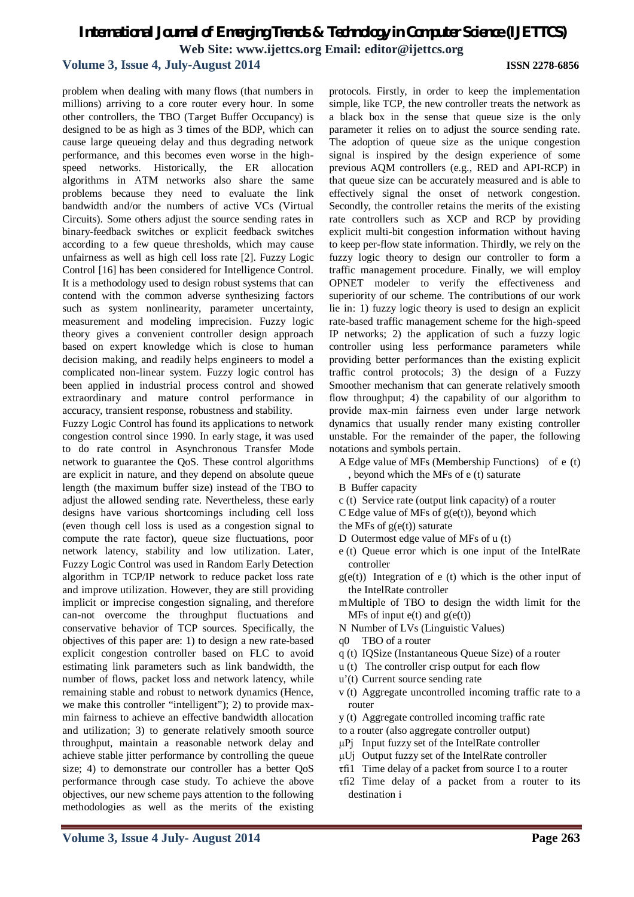problem when dealing with many flows (that numbers in millions) arriving to a core router every hour. In some other controllers, the TBO (Target Buffer Occupancy) is designed to be as high as 3 times of the BDP, which can cause large queueing delay and thus degrading network performance, and this becomes even worse in the high-speed networks. Historically, the ER allocation algorithms in ATM networks also share the same problems because they need to evaluate the link bandwidth and/or the numbers of active VCs (Virtual Circuits). Some others adjust the source sending rates in binary-feedback switches or explicit feedback switches according to a few queue thresholds, which may cause unfairness as well as high cell loss rate [2]. Fuzzy Logic Control [16] has been considered for Intelligence Control. It is a methodology used to design robust systems that can contend with the common adverse synthesizing factors such as system nonlinearity, parameter uncertainty, measurement and modeling imprecision. Fuzzy logic theory gives a convenient controller design approach based on expert knowledge which is close to human decision making, and readily helps engineers to model a complicated non-linear system. Fuzzy logic control has been applied in industrial process control and showed extraordinary and mature control performance in accuracy, transient response, robustness and stability.

Fuzzy Logic Control has found its applications to network congestion control since 1990. In early stage, it was used to do rate control in Asynchronous Transfer Mode network to guarantee the QoS. These control algorithms are explicit in nature, and they depend on absolute queue length (the maximum buffer size) instead of the TBO to adjust the allowed sending rate. Nevertheless, these early designs have various shortcomings including cell loss (even though cell loss is used as a congestion signal to compute the rate factor), queue size fluctuations, poor network latency, stability and low utilization. Later, Fuzzy Logic Control was used in Random Early Detection algorithm in TCP/IP network to reduce packet loss rate and improve utilization. However, they are still providing implicit or imprecise congestion signaling, and therefore can-not overcome the throughput fluctuations and conservative behavior of TCP sources. Specifically, the objectives of this paper are: 1) to design a new rate-based explicit congestion controller based on FLC to avoid estimating link parameters such as link bandwidth, the number of flows, packet loss and network latency, while remaining stable and robust to network dynamics (Hence, we make this controller "intelligent"); 2) to provide max-min fairness to achieve an effective bandwidth allocation and utilization; 3) to generate relatively smooth source throughput, maintain a reasonable network delay and achieve stable jitter performance by controlling the queue size; 4) to demonstrate our controller has a better QoS performance through case study. To achieve the above objectives, our new scheme pays attention to the following methodologies as well as the merits of the existing protocols. Firstly, in order to keep the implementation simple, like TCP, the new controller treats the network as a black box in the sense that queue size is the only parameter it relies on to adjust the source sending rate. The adoption of queue size as the unique congestion signal is inspired by the design experience of some previous AQM controllers (e.g., RED and API-RCP) in that queue size can be accurately measured and is able to effectively signal the onset of network congestion. Secondly, the controller retains the merits of the existing rate controllers such as XCP and RCP by providing explicit multi-bit congestion information without having to keep per-flow state information. Thirdly, we rely on the fuzzy logic theory to design our controller to form a traffic management procedure. Finally, we will employ OPNET modeler to verify the effectiveness and superiority of our scheme. The contributions of our work lie in: 1) fuzzy logic theory is used to design an explicit rate-based traffic management scheme for the high-speed IP networks; 2) the application of such a fuzzy logic controller using less performance parameters while providing better performances than the existing explicit traffic control protocols; 3) the design of a Fuzzy Smoother mechanism that can generate relatively smooth flow throughput; 4) the capability of our algorithm to provide max-min fairness even under large network dynamics that usually render many existing controller unstable. For the remainder of the paper, the following notations and symbols pertain.

- $A$ Edge value of MFs (Membership Functions) of $e(t)$, beyond which the MFs of $e(t)$ saturate
- $B$ Buffer capacity
- $c(t)$ Service rate (output link capacity) of a router
- $C$ Edge value of MFs of $g(e(t))$, beyond which the MFs of $g(e(t))$ saturate
- $D$ Outermost edge value of MFs of $u(t)$
- $e(t)$ Queue error which is one input of the IntelRate controller
- $g(e(t))$ Integration of $e(t)$ which is the other input of the IntelRate controller
- $m$ Multiple of TBO to design the width limit for the MFs of input $e(t)$ and $g(e(t))$
- $N$ Number of LVs (Linguistic Values)
- $q_0$ TBO of a router
- $q(t)$ IQSize (Instantaneous Queue Size) of a router
- $u(t)$ The controller crisp output for each flow
- $u'(t)$ Current source sending rate
- $v(t)$ Aggregate uncontrolled incoming traffic rate to a router
- $y(t)$ Aggregate controlled incoming traffic rate to a router (also aggregate controller output)
- $\mu P_j$ Input fuzzy set of the IntelRate controller
- $\mu U_j$ Output fuzzy set of the IntelRate controller
- $\tau_{fi1}$ Time delay of a packet from source I to a router
- $\tau_{fi2}$ Time delay of a packet from a router to its destination i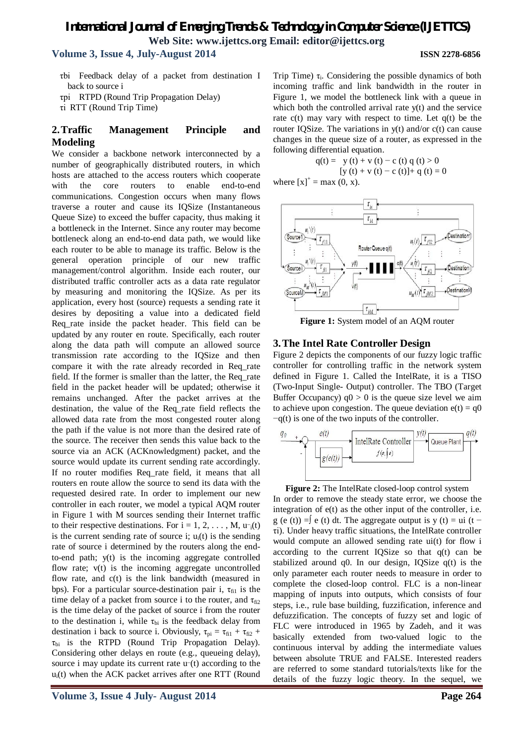$\tau_{bi}$ Feedback delay of a packet from destination I back to source i

$\tau_{pi}$ RTPD (Round Trip Propagation Delay)

$\tau_i$ RTT (Round Trip Time)

## 2. Traffic Management Principle and Modeling

We consider a backbone network interconnected by a number of geographically distributed routers, in which hosts are attached to the access routers which cooperate with the core routers to enable end-to-end communications. Congestion occurs when many flows traverse a router and cause its IQSize (Instantaneous Queue Size) to exceed the buffer capacity, thus making it a bottleneck in the Internet. Since any router may become bottleneck along an end-to-end data path, we would like each router to be able to manage its traffic. Below is the general operation principle of our new traffic management/control algorithm. Inside each router, our distributed traffic controller acts as a data rate regulator by measuring and monitoring the IQSize. As per its application, every host (source) requests a sending rate it desires by depositing a value into a dedicated field Req_rate inside the packet header. This field can be updated by any router en route. Specifically, each router along the data path will compute an allowed source transmission rate according to the IQSize and then compare it with the rate already recorded in Req_rate field. If the former is smaller than the latter, the Req_rate field in the packet header will be updated; otherwise it remains unchanged. After the packet arrives at the destination, the value of the Req_rate field reflects the allowed data rate from the most congested router along the path if the value is not more than the desired rate of the source. The receiver then sends this value back to the source via an ACK (ACKnowledgment) packet, and the source would update its current sending rate accordingly. If no router modifies Req_rate field, it means that all routers en route allow the source to send its data with the requested desired rate. In order to implement our new controller in each router, we model a typical AQM router in Figure 1 with M sources sending their Internet traffic to their respective destinations. For $i = 1, 2, \ldots, M$, $u^-_i(t)$ is the current sending rate of source i; $u_i(t)$ is the sending rate of source i determined by the routers along the end-to-end path; $y(t)$ is the incoming aggregate controlled flow rate; $v(t)$ is the incoming aggregate uncontrolled flow rate, and $c(t)$ is the link bandwidth (measured in bps). For a particular source-destination pair i, $\tau_{fi1}$ is the time delay of a packet from source i to the router, and $\tau_{fi2}$ is the time delay of the packet of source i from the router to the destination i, while $\tau_{bi}$ is the feedback delay from destination i back to source i. Obviously, $\tau_{pi} = \tau_{fi1} + \tau_{fi2} + \tau_{bi}$ is the RTPD (Round Trip Propagation Delay). Considering other delays en route (e.g., queueing delay), source i may update its current rate $u^-(t)$ according to the $u_i(t)$ when the ACK packet arrives after one RTT (Round Trip Time) $\tau_i$. Considering the possible dynamics of both incoming traffic and link bandwidth in the router in Figure 1, we model the bottleneck link with a queue in which both the controlled arrival rate $y(t)$ and the service rate $c(t)$ may vary with respect to time. Let $q(t)$ be the router IQSize. The variations in $y(t)$ and/or $c(t)$ can cause changes in the queue size of a router, as expressed in the following differential equation.

$$q(t) = \begin{cases} y(t) + v(t) - c(t) & q(t) > 0 \\ [y(t) + v(t) - c(t)]^+ & q(t) = 0 \end{cases}$$

where $[x]^+ = \max(0, x)$.

**Figure 1:** System model of an AQM router

## 3. The Intel Rate Controller Design

Figure 2 depicts the components of our fuzzy logic traffic controller for controlling traffic in the network system defined in Figure 1. Called the IntelRate, it is a TISO (Two-Input Single- Output) controller. The TBO (Target Buffer Occupancy) $q0 > 0$ is the queue size level we aim to achieve upon congestion. The queue deviation $e(t) = q0 - q(t)$ is one of the two inputs of the controller.

**Figure 2:** The IntelRate closed-loop control system

In order to remove the steady state error, we choose the integration of $e(t)$ as the other input of the controller, i.e. $g(e(t)) = \int e(t)\,dt$. The aggregate output is $y(t) = ui(t - \tau i)$. Under heavy traffic situations, the IntelRate controller would compute an allowed sending rate $ui(t)$ for flow i according to the current IQSize so that $q(t)$ can be stabilized around q0. In our design, IQSize $q(t)$ is the only parameter each router needs to measure in order to complete the closed-loop control. FLC is a non-linear mapping of inputs into outputs, which consists of four steps, i.e., rule base building, fuzzification, inference and defuzzification. The concepts of fuzzy set and logic of FLC were introduced in 1965 by Zadeh, and it was basically extended from two-valued logic to the continuous interval by adding the intermediate values between absolute TRUE and FALSE. Interested readers are referred to some standard tutorials/texts like for the details of the fuzzy logic theory. In the sequel, we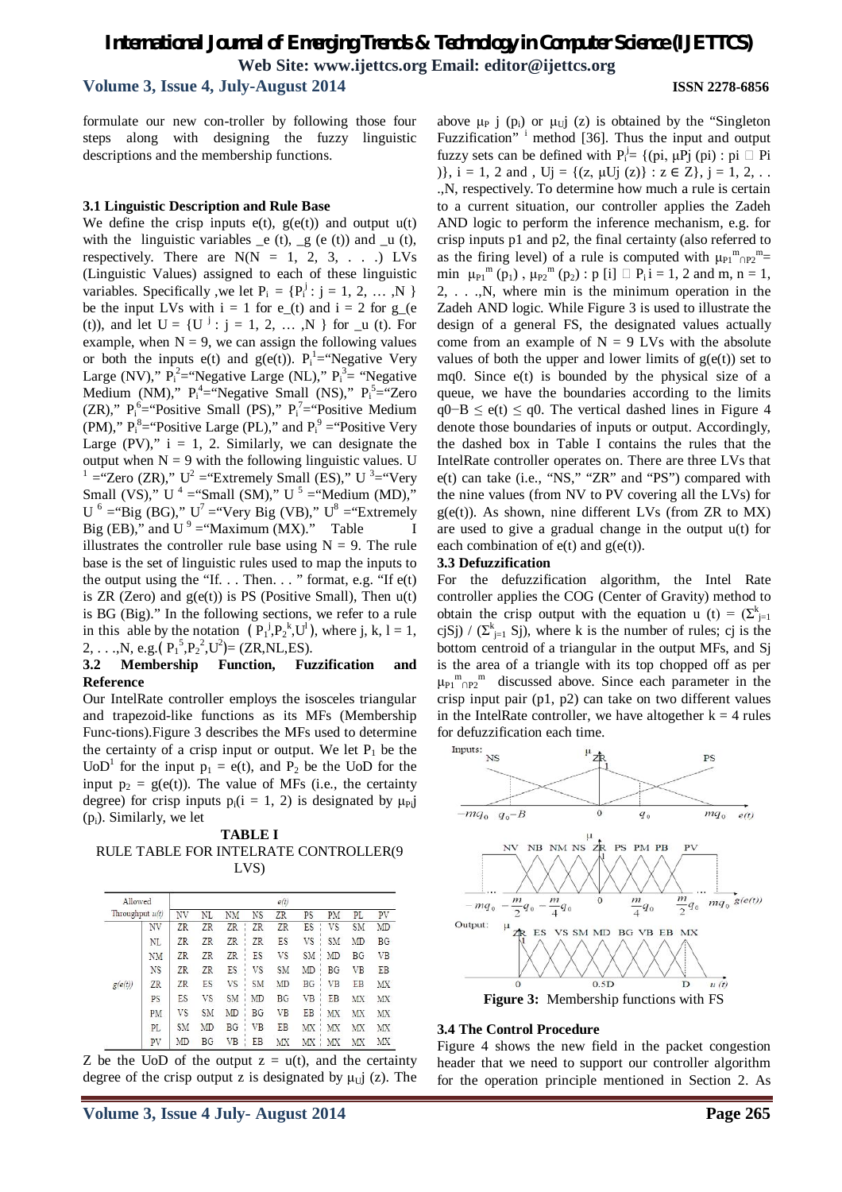formulate our new con-troller by following those four steps along with designing the fuzzy linguistic descriptions and the membership functions.

### 3.1 Linguistic Description and Rule Base

We define the crisp inputs e(t), g(e(t)) and output u(t) with the linguistic variables _e (t), _g (e (t)) and _u (t), respectively. There are N(N = 1, 2, 3, . . .) LVs (Linguistic Values) assigned to each of these linguistic variables. Specifically ,we let $P_i = \{P_i^j : j = 1, 2, \dots ,N\}$ be the input LVs with i = 1 for e_(t) and i = 2 for g_(e (t)), and let $U = \{U^j : j = 1, 2, \dots ,N\}$ for _u (t). For example, when N = 9, we can assign the following values or both the inputs e(t) and g(e(t)). $P_i^1$="Negative Very Large (NV)," $P_i^2$="Negative Large (NL)," $P_i^3$= "Negative Medium (NM)," $P_i^4$="Negative Small (NS)," $P_i^5$="Zero (ZR)," $P_i^6$="Positive Small (PS)," $P_i^7$="Positive Medium (PM)," $P_i^8$="Positive Large (PL)," and $P_i^9$ ="Positive Very Large (PV)," i = 1, 2. Similarly, we can designate the output when N = 9 with the following linguistic values. $U^1$ ="Zero (ZR)," $U^2$ ="Extremely Small (ES)," $U^3$="Very Small (VS)," $U^4$ ="Small (SM)," $U^5$ ="Medium (MD)," $U^6$ ="Big (BG)," $U^7$ ="Very Big (VB)," $U^8$ ="Extremely Big (EB)," and $U^9$ ="Maximum (MX)." Table I illustrates the controller rule base using N = 9. The rule base is the set of linguistic rules used to map the inputs to the output using the "If. . . Then. . . " format, e.g. "If e(t) is ZR (Zero) and g(e(t)) is PS (Positive Small), Then u(t) is BG (Big)." In the following sections, we refer to a rule in this able by the notation $(P_1^j,P_2^k,U^l)$, where j, k, l = 1, 2, . . .,N, e.g.$(P_1^5,P_2^2,U^2)$= (ZR,NL,ES).

### 3.2 Membership Function, Fuzzification and Reference

Our IntelRate controller employs the isosceles triangular and trapezoid-like functions as its MFs (Membership Func-tions).Figure 3 describes the MFs used to determine the certainty of a crisp input or output. We let $P_1$ be the UoD[1] for the input $p_1$ = e(t), and $P_2$ be the UoD for the input $p_2$ = g(e(t)). The value of MFs (i.e., the certainty degree) for crisp inputs $p_i$(i = 1, 2) is designated by $\mu_{P_i}j$ ($p_i$). Similarly, we let

**TABLE I**
RULE TABLE FOR INTELRATE CONTROLLER(9 LVS)

| Allowed Throughput u(t) | | e(t) | | | | | | | | |
|---|---|---|---|---|---|---|---|---|---|---|
| | | NV | NL | NM | NS | ZR | PS | PM | PL | PV |
| g(e(t)) | NV | ZR | ZR | ZR | ZR | ZR | ES | VS | SM | MD |
| | NL | ZR | ZR | ZR | ZR | ES | VS | SM | MD | BG |
| | NM | ZR | ZR | ZR | ES | VS | SM | MD | BG | VB |
| | NS | ZR | ZR | ES | VS | SM | MD | BG | VB | EB |
| | ZR | ZR | ES | VS | SM | MD | BG | VB | EB | MX |
| | PS | ES | VS | SM | MD | BG | VB | EB | MX | MX |
| | PM | VS | SM | MD | BG | VB | EB | MX | MX | MX |
| | PL | SM | MD | BG | VB | EB | MX | MX | MX | MX |
| | PV | MD | BG | VB | EB | MX | MX | MX | MX | MX |

Z be the UoD of the output z = u(t), and the certainty degree of the crisp output z is designated by $\mu_{U}j$ (z). The above $\mu_P$ j ($p_i$) or $\mu_{U}j$ (z) is obtained by the "Singleton Fuzzification" [i] method [36]. Thus the input and output fuzzy sets can be defined with $P_i^j$= {(pi, μPj (pi) : pi □ Pi )}, i = 1, 2 and , Uj = {(z, μUj (z)} : z ∈ Z}, j = 1, 2, . . .,N, respectively. To determine how much a rule is certain to a current situation, our controller applies the Zadeh AND logic to perform the inference mechanism, e.g. for crisp inputs p1 and p2, the final certainty (also referred to as the firing level) of a rule is computed with $\mu_{P_1^m \cap P_2^m}$= min $\mu_{P_1}{}^m$ ($p_1$) , $\mu_{P_2}{}^m$ ($p_2$) : p [i] □ $P_i$ i = 1, 2 and m, n = 1, 2, . . .,N, where min is the minimum operation in the Zadeh AND logic. While Figure 3 is used to illustrate the design of a general FS, the designated values actually come from an example of N = 9 LVs with the absolute values of both the upper and lower limits of g(e(t)) set to mq0. Since e(t) is bounded by the physical size of a queue, we have the boundaries according to the limits q0−B ≤ e(t) ≤ q0. The vertical dashed lines in Figure 4 denote those boundaries of inputs or output. Accordingly, the dashed box in Table I contains the rules that the IntelRate controller operates on. There are three LVs that e(t) can take (i.e., "NS," "ZR" and "PS") compared with the nine values (from NV to PV covering all the LVs) for g(e(t)). As shown, nine different LVs (from ZR to MX) are used to give a gradual change in the output u(t) for each combination of e(t) and g(e(t)).

### 3.3 Defuzzification

For the defuzzification algorithm, the Intel Rate controller applies the COG (Center of Gravity) method to obtain the crisp output with the equation $u(t) = (\Sigma^k_{j=1} c_jS_j) / (\Sigma^k_{j=1} S_j)$, where k is the number of rules; cj is the bottom centroid of a triangular in the output MFs, and Sj is the area of a triangle with its top chopped off as per $\mu_{P_1^m \cap P_2^m}$ discussed above. Since each parameter in the crisp input pair (p1, p2) can take on two different values in the IntelRate controller, we have altogether k = 4 rules for defuzzification each time.

**Figure 3:** Membership functions with FS

### 3.4 The Control Procedure

Figure 4 shows the new field in the packet congestion header that we need to support our controller algorithm for the operation principle mentioned in Section 2. As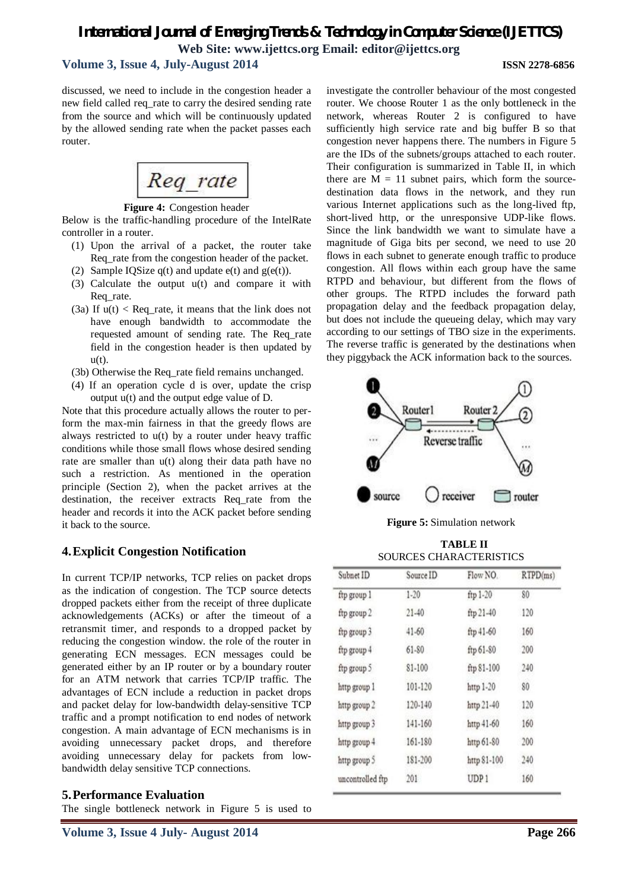discussed, we need to include in the congestion header a new field called req_rate to carry the desired sending rate from the source and which will be continuously updated by the allowed sending rate when the packet passes each router.

*Req_rate*

**Figure 4:** Congestion header

Below is the traffic-handling procedure of the IntelRate controller in a router.

(1) Upon the arrival of a packet, the router take Req_rate from the congestion header of the packet.
(2) Sample IQSize $q(t)$ and update $e(t)$ and $g(e(t))$.
(3) Calculate the output $u(t)$ and compare it with Req_rate.
(3a) If $u(t) <$ Req_rate, it means that the link does not have enough bandwidth to accommodate the requested amount of sending rate. The Req_rate field in the congestion header is then updated by $u(t)$.
(3b) Otherwise the Req_rate field remains unchanged.
(4) If an operation cycle d is over, update the crisp output $u(t)$ and the output edge value of D.

Note that this procedure actually allows the router to perform the max-min fairness in that the greedy flows are always restricted to $u(t)$ by a router under heavy traffic conditions while those small flows whose desired sending rate are smaller than $u(t)$ along their data path have no such a restriction. As mentioned in the operation principle (Section 2), when the packet arrives at the destination, the receiver extracts Req_rate from the header and records it into the ACK packet before sending it back to the source.

## 4. Explicit Congestion Notification

In current TCP/IP networks, TCP relies on packet drops as the indication of congestion. The TCP source detects dropped packets either from the receipt of three duplicate acknowledgements (ACKs) or after the timeout of a retransmit timer, and responds to a dropped packet by reducing the congestion window. the role of the router in generating ECN messages. ECN messages could be generated either by an IP router or by a boundary router for an ATM network that carries TCP/IP traffic. The advantages of ECN include a reduction in packet drops and packet delay for low-bandwidth delay-sensitive TCP traffic and a prompt notification to end nodes of network congestion. A main advantage of ECN mechanisms is in avoiding unnecessary packet drops, and therefore avoiding unnecessary delay for packets from low-bandwidth delay sensitive TCP connections.

## 5. Performance Evaluation

The single bottleneck network in Figure 5 is used to investigate the controller behaviour of the most congested router. We choose Router 1 as the only bottleneck in the network, whereas Router 2 is configured to have sufficiently high service rate and big buffer B so that congestion never happens there. The numbers in Figure 5 are the IDs of the subnets/groups attached to each router. Their configuration is summarized in Table II, in which there are $M = 11$ subnet pairs, which form the source-destination data flows in the network, and they run various Internet applications such as the long-lived ftp, short-lived http, or the unresponsive UDP-like flows. Since the link bandwidth we want to simulate have a magnitude of Giga bits per second, we need to use 20 flows in each subnet to generate enough traffic to produce congestion. All flows within each group have the same RTPD and behaviour, but different from the flows of other groups. The RTPD includes the forward path propagation delay and the feedback propagation delay, but does not include the queueing delay, which may vary according to our settings of TBO size in the experiments. The reverse traffic is generated by the destinations when they piggyback the ACK information back to the sources.

**Figure 5:** Simulation network

**TABLE II**
SOURCES CHARACTERISTICS

| Subnet ID | Source ID | Flow NO. | RTPD(ms) |
|---|---|---|---|
| ftp group 1 | 1-20 | ftp 1-20 | 80 |
| ftp group 2 | 21-40 | ftp 21-40 | 120 |
| ftp group 3 | 41-60 | ftp 41-60 | 160 |
| ftp group 4 | 61-80 | ftp 61-80 | 200 |
| ftp group 5 | 81-100 | ftp 81-100 | 240 |
| http group 1 | 101-120 | http 1-20 | 80 |
| http group 2 | 120-140 | http 21-40 | 120 |
| http group 3 | 141-160 | http 41-60 | 160 |
| http group 4 | 161-180 | http 61-80 | 200 |
| http group 5 | 181-200 | http 81-100 | 240 |
| uncontrolled ftp | 201 | UDP 1 | 160 |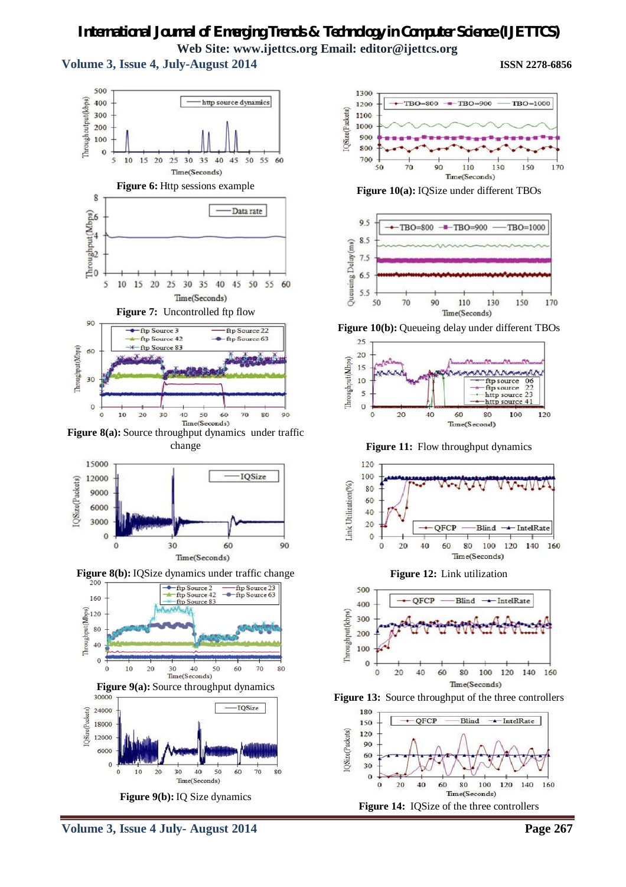Figure 6: Http sessions example

Figure 7: Uncontrolled ftp flow

Figure 8(a): Source throughput dynamics under traffic change

Figure 8(b): IQSize dynamics under traffic change

Figure 9(a): Source throughput dynamics

Figure 9(b): IQ Size dynamics

Figure 10(a): IQSize under different TBOs

Figure 10(b): Queueing delay under different TBOs

Figure 11: Flow throughput dynamics

Figure 12: Link utilization

Figure 13: Source throughput of the three controllers

Figure 14: IQSize of the three controllers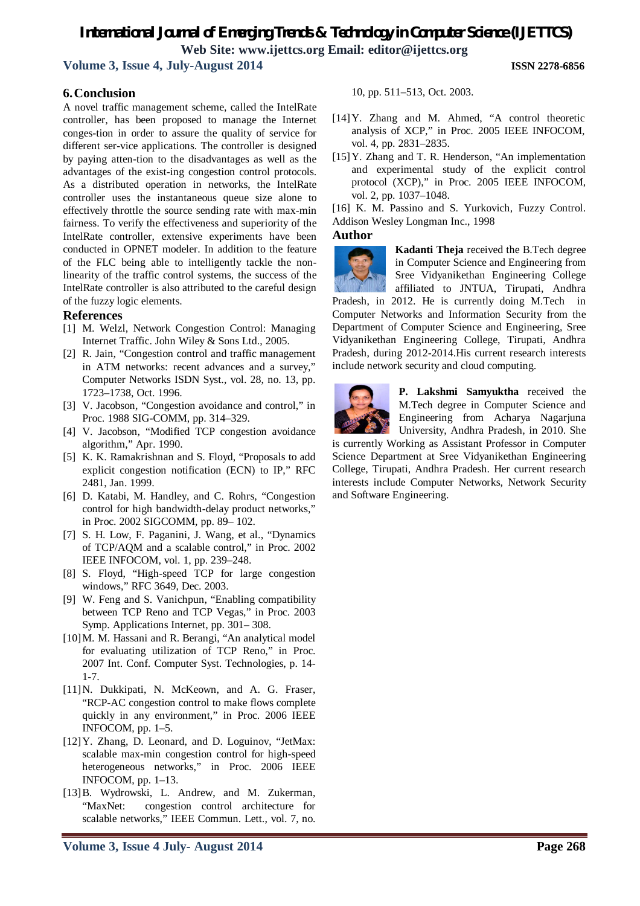## 6. Conclusion

A novel traffic management scheme, called the IntelRate controller, has been proposed to manage the Internet conges-tion in order to assure the quality of service for different ser-vice applications. The controller is designed by paying atten-tion to the disadvantages as well as the advantages of the exist-ing congestion control protocols. As a distributed operation in networks, the IntelRate controller uses the instantaneous queue size alone to effectively throttle the source sending rate with max-min fairness. To verify the effectiveness and superiority of the IntelRate controller, extensive experiments have been conducted in OPNET modeler. In addition to the feature of the FLC being able to intelligently tackle the non-linearity of the traffic control systems, the success of the IntelRate controller is also attributed to the careful design of the fuzzy logic elements.

## References

[1] M. Welzl, Network Congestion Control: Managing Internet Traffic. John Wiley & Sons Ltd., 2005.

[2] R. Jain, "Congestion control and traffic management in ATM networks: recent advances and a survey," Computer Networks ISDN Syst., vol. 28, no. 13, pp. 1723–1738, Oct. 1996.

[3] V. Jacobson, "Congestion avoidance and control," in Proc. 1988 SIG-COMM, pp. 314–329.

[4] V. Jacobson, "Modified TCP congestion avoidance algorithm," Apr. 1990.

[5] K. K. Ramakrishnan and S. Floyd, "Proposals to add explicit congestion notification (ECN) to IP," RFC 2481, Jan. 1999.

[6] D. Katabi, M. Handley, and C. Rohrs, "Congestion control for high bandwidth-delay product networks," in Proc. 2002 SIGCOMM, pp. 89– 102.

[7] S. H. Low, F. Paganini, J. Wang, et al., "Dynamics of TCP/AQM and a scalable control," in Proc. 2002 IEEE INFOCOM, vol. 1, pp. 239–248.

[8] S. Floyd, "High-speed TCP for large congestion windows," RFC 3649, Dec. 2003.

[9] W. Feng and S. Vanichpun, "Enabling compatibility between TCP Reno and TCP Vegas," in Proc. 2003 Symp. Applications Internet, pp. 301– 308.

[10] M. M. Hassani and R. Berangi, "An analytical model for evaluating utilization of TCP Reno," in Proc. 2007 Int. Conf. Computer Syst. Technologies, p. 14-1-7.

[11] N. Dukkipati, N. McKeown, and A. G. Fraser, "RCP-AC congestion control to make flows complete quickly in any environment," in Proc. 2006 IEEE INFOCOM, pp. 1–5.

[12] Y. Zhang, D. Leonard, and D. Loguinov, "JetMax: scalable max-min congestion control for high-speed heterogeneous networks," in Proc. 2006 IEEE INFOCOM, pp. 1–13.

[13] B. Wydrowski, L. Andrew, and M. Zukerman, "MaxNet: congestion control architecture for scalable networks," IEEE Commun. Lett., vol. 7, no. 10, pp. 511–513, Oct. 2003.

[14] Y. Zhang and M. Ahmed, "A control theoretic analysis of XCP," in Proc. 2005 IEEE INFOCOM, vol. 4, pp. 2831–2835.

[15] Y. Zhang and T. R. Henderson, "An implementation and experimental study of the explicit control protocol (XCP)," in Proc. 2005 IEEE INFOCOM, vol. 2, pp. 1037–1048.

[16] K. M. Passino and S. Yurkovich, Fuzzy Control. Addison Wesley Longman Inc., 1998

## Author

**Kadanti Theja** received the B.Tech degree in Computer Science and Engineering from Sree Vidyanikethan Engineering College affiliated to JNTUA, Tirupati, Andhra Pradesh, in 2012. He is currently doing M.Tech in Computer Networks and Information Security from the Department of Computer Science and Engineering, Sree Vidyanikethan Engineering College, Tirupati, Andhra Pradesh, during 2012-2014.His current research interests include network security and cloud computing.

**P. Lakshmi Samyuktha** received the M.Tech degree in Computer Science and Engineering from Acharya Nagarjuna University, Andhra Pradesh, in 2010. She is currently Working as Assistant Professor in Computer Science Department at Sree Vidyanikethan Engineering College, Tirupati, Andhra Pradesh. Her current research interests include Computer Networks, Network Security and Software Engineering.